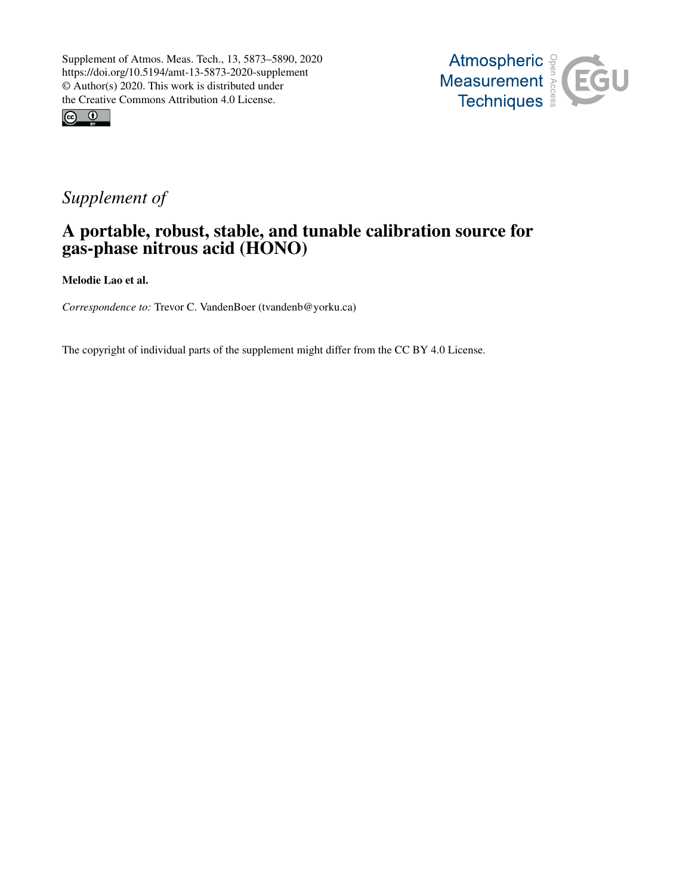Supplement of Atmos. Meas. Tech., 13, 5873–5890, 2020
https://doi.org/10.5194/amt-13-5873-2020-supplement
© Author(s) 2020. This work is distributed under
the Creative Commons Attribution 4.0 License.

*Supplement of*

# A portable, robust, stable, and tunable calibration source for gas-phase nitrous acid (HONO)

**Melodie Lao et al.**

*Correspondence to:* Trevor C. VandenBoer (tvandenb@yorku.ca)

The copyright of individual parts of the supplement might differ from the CC BY 4.0 License.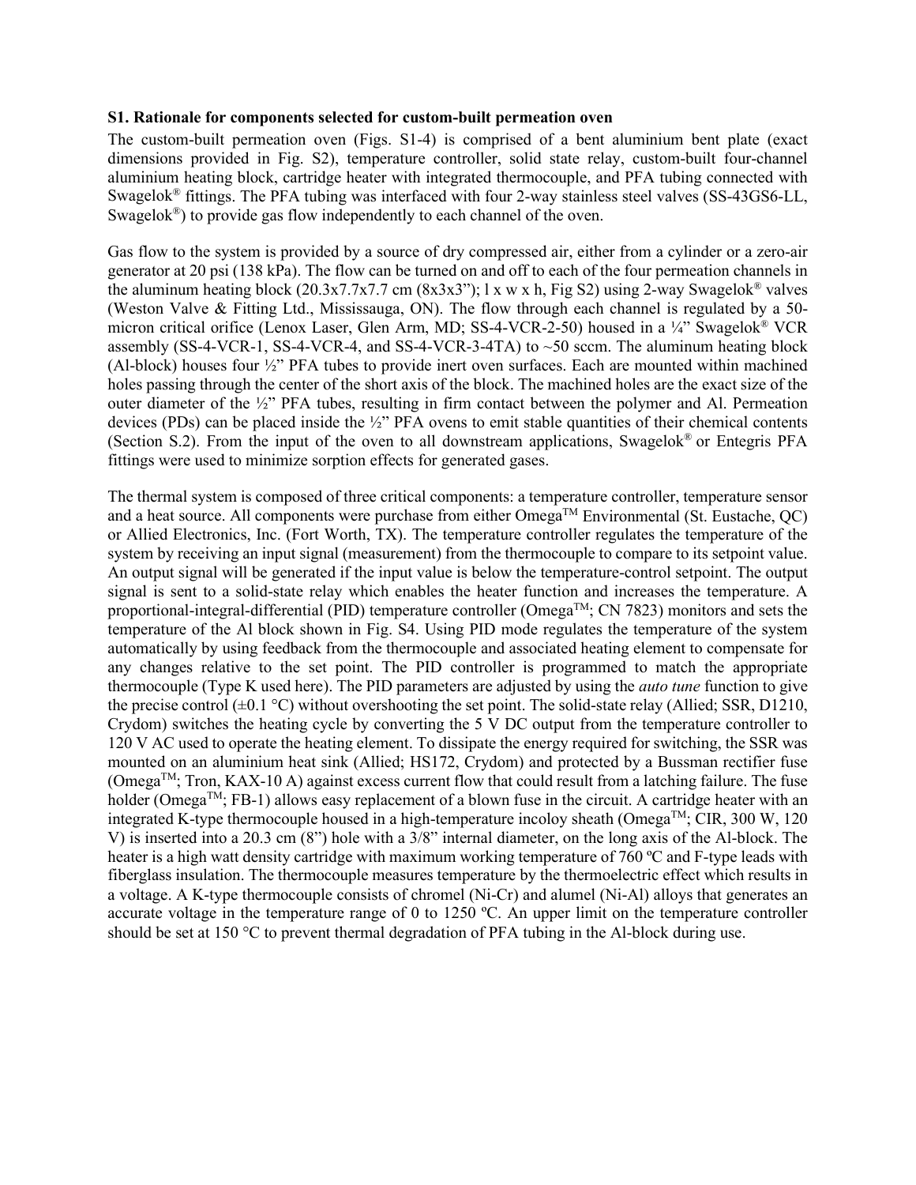**S1. Rationale for components selected for custom-built permeation oven**

The custom-built permeation oven (Figs. S1-4) is comprised of a bent aluminium bent plate (exact dimensions provided in Fig. S2), temperature controller, solid state relay, custom-built four-channel aluminium heating block, cartridge heater with integrated thermocouple, and PFA tubing connected with Swagelok® fittings. The PFA tubing was interfaced with four 2-way stainless steel valves (SS-43GS6-LL, Swagelok®) to provide gas flow independently to each channel of the oven.

Gas flow to the system is provided by a source of dry compressed air, either from a cylinder or a zero-air generator at 20 psi (138 kPa). The flow can be turned on and off to each of the four permeation channels in the aluminum heating block (20.3x7.7x7.7 cm (8x3x3"); l x w x h, Fig S2) using 2-way Swagelok® valves (Weston Valve & Fitting Ltd., Mississauga, ON). The flow through each channel is regulated by a 50-micron critical orifice (Lenox Laser, Glen Arm, MD; SS-4-VCR-2-50) housed in a ¼" Swagelok® VCR assembly (SS-4-VCR-1, SS-4-VCR-4, and SS-4-VCR-3-4TA) to ~50 sccm. The aluminum heating block (Al-block) houses four ½" PFA tubes to provide inert oven surfaces. Each are mounted within machined holes passing through the center of the short axis of the block. The machined holes are the exact size of the outer diameter of the ½" PFA tubes, resulting in firm contact between the polymer and Al. Permeation devices (PDs) can be placed inside the ½" PFA ovens to emit stable quantities of their chemical contents (Section S.2). From the input of the oven to all downstream applications, Swagelok® or Entegris PFA fittings were used to minimize sorption effects for generated gases.

The thermal system is composed of three critical components: a temperature controller, temperature sensor and a heat source. All components were purchase from either Omega™ Environmental (St. Eustache, QC) or Allied Electronics, Inc. (Fort Worth, TX). The temperature controller regulates the temperature of the system by receiving an input signal (measurement) from the thermocouple to compare to its setpoint value. An output signal will be generated if the input value is below the temperature-control setpoint. The output signal is sent to a solid-state relay which enables the heater function and increases the temperature. A proportional-integral-differential (PID) temperature controller (Omega™; CN 7823) monitors and sets the temperature of the Al block shown in Fig. S4. Using PID mode regulates the temperature of the system automatically by using feedback from the thermocouple and associated heating element to compensate for any changes relative to the set point. The PID controller is programmed to match the appropriate thermocouple (Type K used here). The PID parameters are adjusted by using the *auto tune* function to give the precise control (±0.1 °C) without overshooting the set point. The solid-state relay (Allied; SSR, D1210, Crydom) switches the heating cycle by converting the 5 V DC output from the temperature controller to 120 V AC used to operate the heating element. To dissipate the energy required for switching, the SSR was mounted on an aluminium heat sink (Allied; HS172, Crydom) and protected by a Bussman rectifier fuse (Omega™; Tron, KAX-10 A) against excess current flow that could result from a latching failure. The fuse holder (Omega™; FB-1) allows easy replacement of a blown fuse in the circuit. A cartridge heater with an integrated K-type thermocouple housed in a high-temperature incoloy sheath (Omega™; CIR, 300 W, 120 V) is inserted into a 20.3 cm (8") hole with a 3/8" internal diameter, on the long axis of the Al-block. The heater is a high watt density cartridge with maximum working temperature of 760 ºC and F-type leads with fiberglass insulation. The thermocouple measures temperature by the thermoelectric effect which results in a voltage. A K-type thermocouple consists of chromel (Ni-Cr) and alumel (Ni-Al) alloys that generates an accurate voltage in the temperature range of 0 to 1250 ºC. An upper limit on the temperature controller should be set at 150 °C to prevent thermal degradation of PFA tubing in the Al-block during use.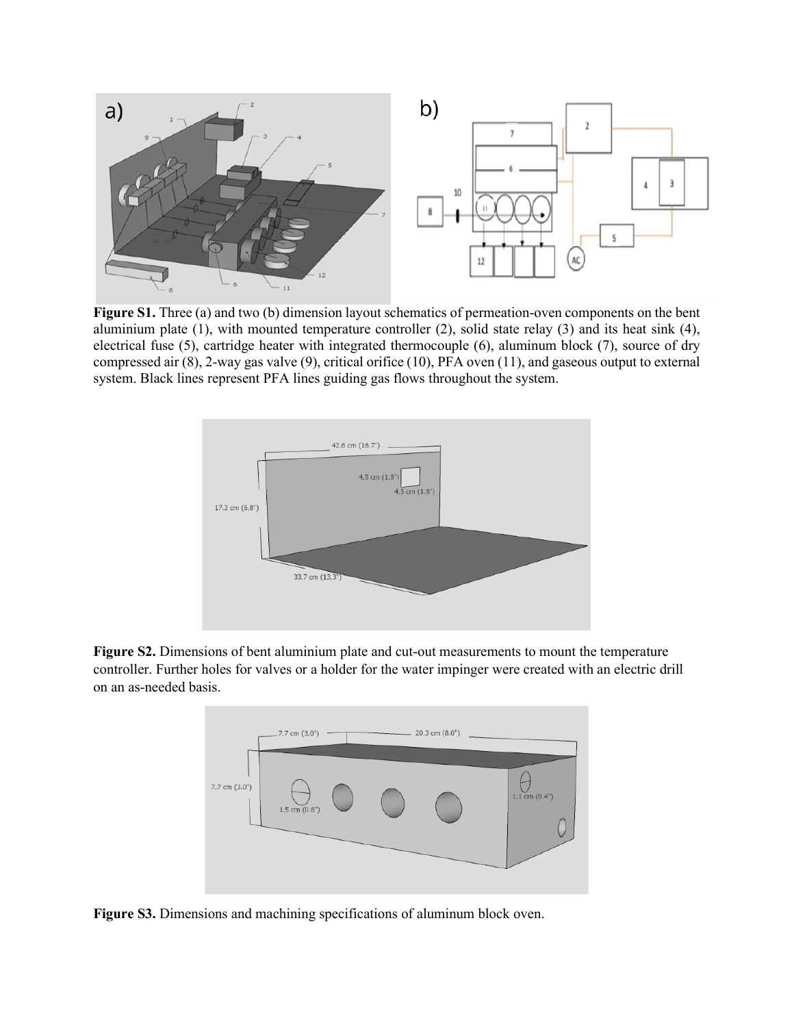a)

b)

**Figure S1.** Three (a) and two (b) dimension layout schematics of permeation-oven components on the bent aluminium plate (1), with mounted temperature controller (2), solid state relay (3) and its heat sink (4), electrical fuse (5), cartridge heater with integrated thermocouple (6), aluminum block (7), source of dry compressed air (8), 2-way gas valve (9), critical orifice (10), PFA oven (11), and gaseous output to external system. Black lines represent PFA lines guiding gas flows throughout the system.

42.6 cm (16.7")

4.5 cm (1.8")

4.5 cm (1.8")

17.3 cm (6.8")

33.7 cm (13.3")

**Figure S2.** Dimensions of bent aluminium plate and cut-out measurements to mount the temperature controller. Further holes for valves or a holder for the water impinger were created with an electric drill on an as-needed basis.

7.7 cm (3.0")

20.3 cm (8.0")

7.7 cm (3.0")

1.5 cm (0.6")

1.1 cm (0.4")

**Figure S3.** Dimensions and machining specifications of aluminum block oven.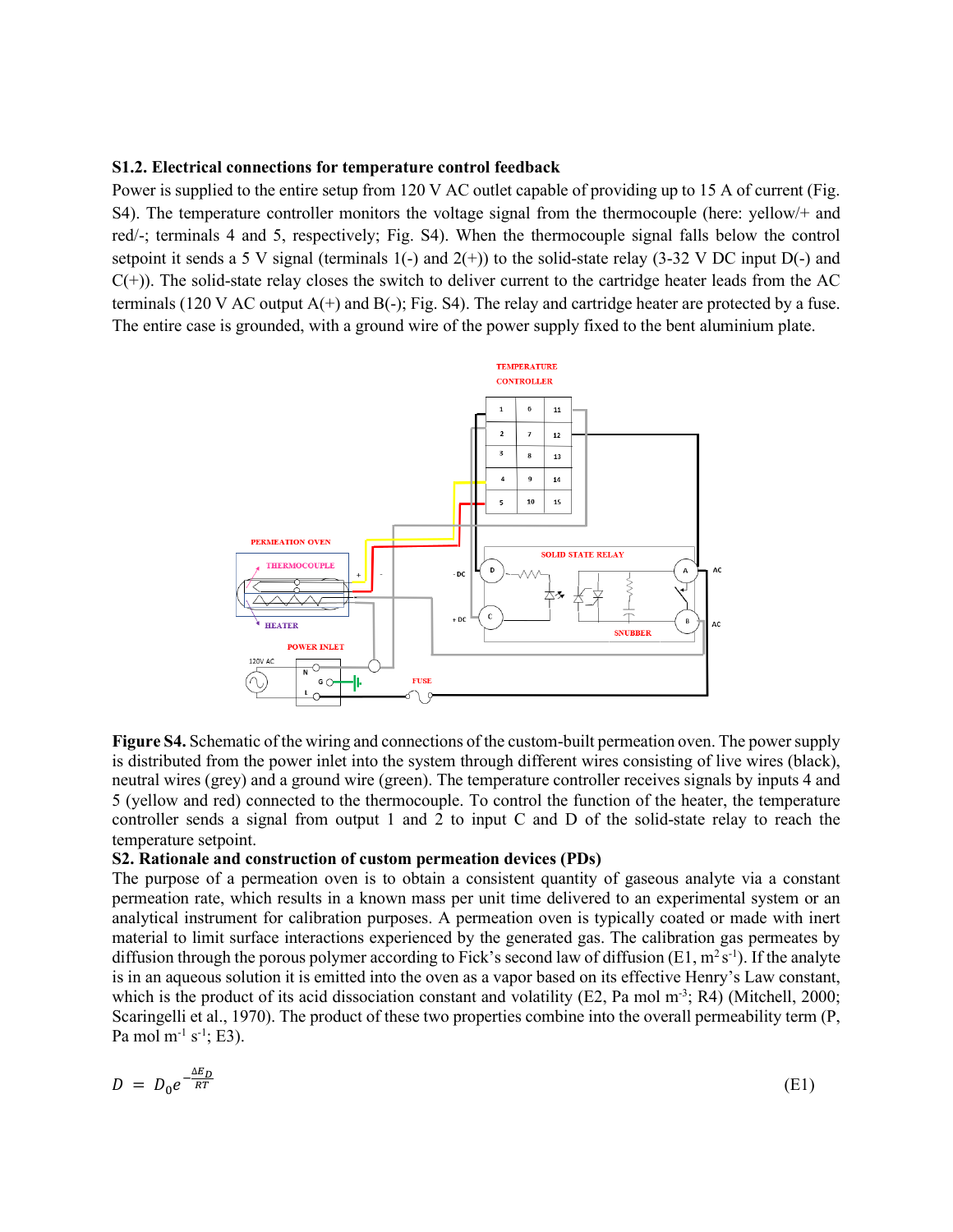### S1.2. Electrical connections for temperature control feedback

Power is supplied to the entire setup from 120 V AC outlet capable of providing up to 15 A of current (Fig. S4). The temperature controller monitors the voltage signal from the thermocouple (here: yellow/+ and red/-; terminals 4 and 5, respectively; Fig. S4). When the thermocouple signal falls below the control setpoint it sends a 5 V signal (terminals 1(-) and 2(+)) to the solid-state relay (3-32 V DC input D(-) and C(+)). The solid-state relay closes the switch to deliver current to the cartridge heater leads from the AC terminals (120 V AC output A(+) and B(-); Fig. S4). The relay and cartridge heater are protected by a fuse. The entire case is grounded, with a ground wire of the power supply fixed to the bent aluminium plate.

**Figure S4.** Schematic of the wiring and connections of the custom-built permeation oven. The power supply is distributed from the power inlet into the system through different wires consisting of live wires (black), neutral wires (grey) and a ground wire (green). The temperature controller receives signals by inputs 4 and 5 (yellow and red) connected to the thermocouple. To control the function of the heater, the temperature controller sends a signal from output 1 and 2 to input C and D of the solid-state relay to reach the temperature setpoint.

### S2. Rationale and construction of custom permeation devices (PDs)

The purpose of a permeation oven is to obtain a consistent quantity of gaseous analyte via a constant permeation rate, which results in a known mass per unit time delivered to an experimental system or an analytical instrument for calibration purposes. A permeation oven is typically coated or made with inert material to limit surface interactions experienced by the generated gas. The calibration gas permeates by diffusion through the porous polymer according to Fick's second law of diffusion (E1, $m^2 s^{-1}$). If the analyte is in an aqueous solution it is emitted into the oven as a vapor based on its effective Henry's Law constant, which is the product of its acid dissociation constant and volatility (E2, Pa mol $m^{-3}$; R4) (Mitchell, 2000; Scaringelli et al., 1970). The product of these two properties combine into the overall permeability term (P, Pa mol $m^{-1}$ $s^{-1}$; E3).

$$D = D_0 e^{-\frac{\Delta E_D}{RT}} \tag{E1}$$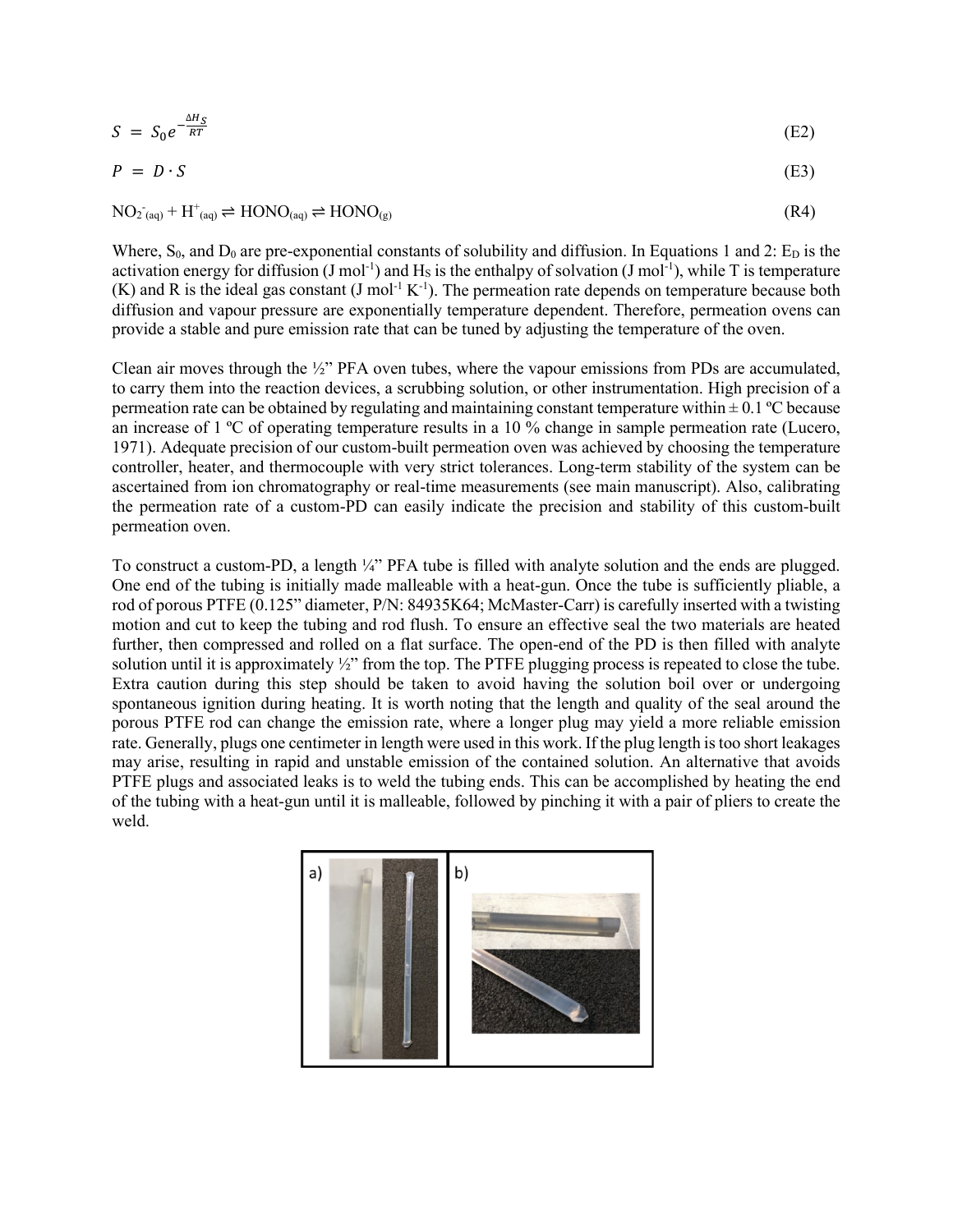$$S = S_0 e^{-\frac{\Delta H_S}{RT}} \tag{E2}$$

$$P = D \cdot S \tag{E3}$$

$$NO_2^-{}_{(aq)} + H^+{}_{(aq)} \rightleftharpoons HONO_{(aq)} \rightleftharpoons HONO_{(g)} \tag{R4}$$

Where, $S_0$, and $D_0$ are pre-exponential constants of solubility and diffusion. In Equations 1 and 2: $E_D$ is the activation energy for diffusion (J mol$^{-1}$) and $H_S$ is the enthalpy of solvation (J mol$^{-1}$), while T is temperature (K) and R is the ideal gas constant (J mol$^{-1}$ K$^{-1}$). The permeation rate depends on temperature because both diffusion and vapour pressure are exponentially temperature dependent. Therefore, permeation ovens can provide a stable and pure emission rate that can be tuned by adjusting the temperature of the oven.

Clean air moves through the ½" PFA oven tubes, where the vapour emissions from PDs are accumulated, to carry them into the reaction devices, a scrubbing solution, or other instrumentation. High precision of a permeation rate can be obtained by regulating and maintaining constant temperature within ± 0.1 ºC because an increase of 1 ºC of operating temperature results in a 10 % change in sample permeation rate (Lucero, 1971). Adequate precision of our custom-built permeation oven was achieved by choosing the temperature controller, heater, and thermocouple with very strict tolerances. Long-term stability of the system can be ascertained from ion chromatography or real-time measurements (see main manuscript). Also, calibrating the permeation rate of a custom-PD can easily indicate the precision and stability of this custom-built permeation oven.

To construct a custom-PD, a length ¼" PFA tube is filled with analyte solution and the ends are plugged. One end of the tubing is initially made malleable with a heat-gun. Once the tube is sufficiently pliable, a rod of porous PTFE (0.125" diameter, P/N: 84935K64; McMaster-Carr) is carefully inserted with a twisting motion and cut to keep the tubing and rod flush. To ensure an effective seal the two materials are heated further, then compressed and rolled on a flat surface. The open-end of the PD is then filled with analyte solution until it is approximately ½" from the top. The PTFE plugging process is repeated to close the tube. Extra caution during this step should be taken to avoid having the solution boil over or undergoing spontaneous ignition during heating. It is worth noting that the length and quality of the seal around the porous PTFE rod can change the emission rate, where a longer plug may yield a more reliable emission rate. Generally, plugs one centimeter in length were used in this work. If the plug length is too short leakages may arise, resulting in rapid and unstable emission of the contained solution. An alternative that avoids PTFE plugs and associated leaks is to weld the tubing ends. This can be accomplished by heating the end of the tubing with a heat-gun until it is malleable, followed by pinching it with a pair of pliers to create the weld.

a)

b)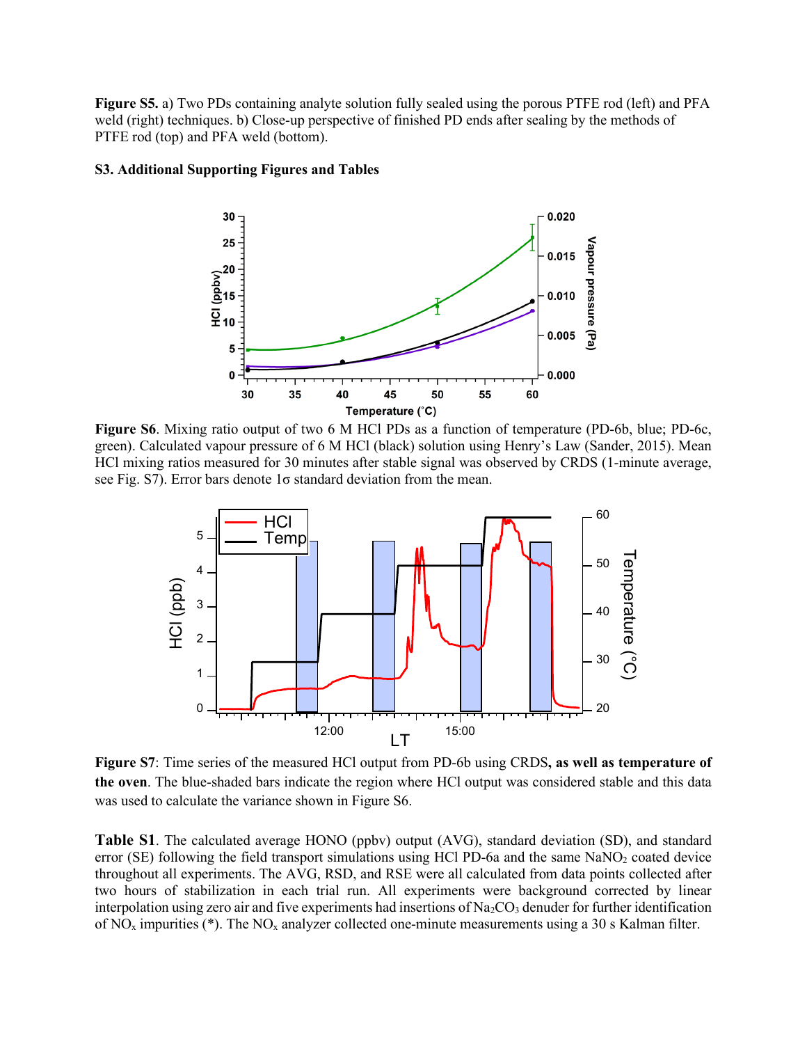**Figure S5.** a) Two PDs containing analyte solution fully sealed using the porous PTFE rod (left) and PFA weld (right) techniques. b) Close-up perspective of finished PD ends after sealing by the methods of PTFE rod (top) and PFA weld (bottom).

### S3. Additional Supporting Figures and Tables

HCl (ppbv)
30
25
20
15
10
5
0
Vapour pressure (Pa)
0.020
0.015
0.010
0.005
0.000
30 35 40 45 50 55 60
Temperature (°C)

**Figure S6**. Mixing ratio output of two 6 M HCl PDs as a function of temperature (PD-6b, blue; PD-6c, green). Calculated vapour pressure of 6 M HCl (black) solution using Henry's Law (Sander, 2015). Mean HCl mixing ratios measured for 30 minutes after stable signal was observed by CRDS (1-minute average, see Fig. S7). Error bars denote 1σ standard deviation from the mean.

HCl
Temp
HCl (ppb)
5
4
3
2
1
0
Temperature (°C)
60
50
40
30
20
12:00
15:00
LT

**Figure S7**: Time series of the measured HCl output from PD-6b using CRDS**, as well as temperature of the oven**. The blue-shaded bars indicate the region where HCl output was considered stable and this data was used to calculate the variance shown in Figure S6.

**Table S1**. The calculated average HONO (ppbv) output (AVG), standard deviation (SD), and standard error (SE) following the field transport simulations using HCl PD-6a and the same $NaNO_2$ coated device throughout all experiments. The AVG, RSD, and RSE were all calculated from data points collected after two hours of stabilization in each trial run. All experiments were background corrected by linear interpolation using zero air and five experiments had insertions of $Na_2CO_3$ denuder for further identification of $NO_x$ impurities (*). The $NO_x$ analyzer collected one-minute measurements using a 30 s Kalman filter.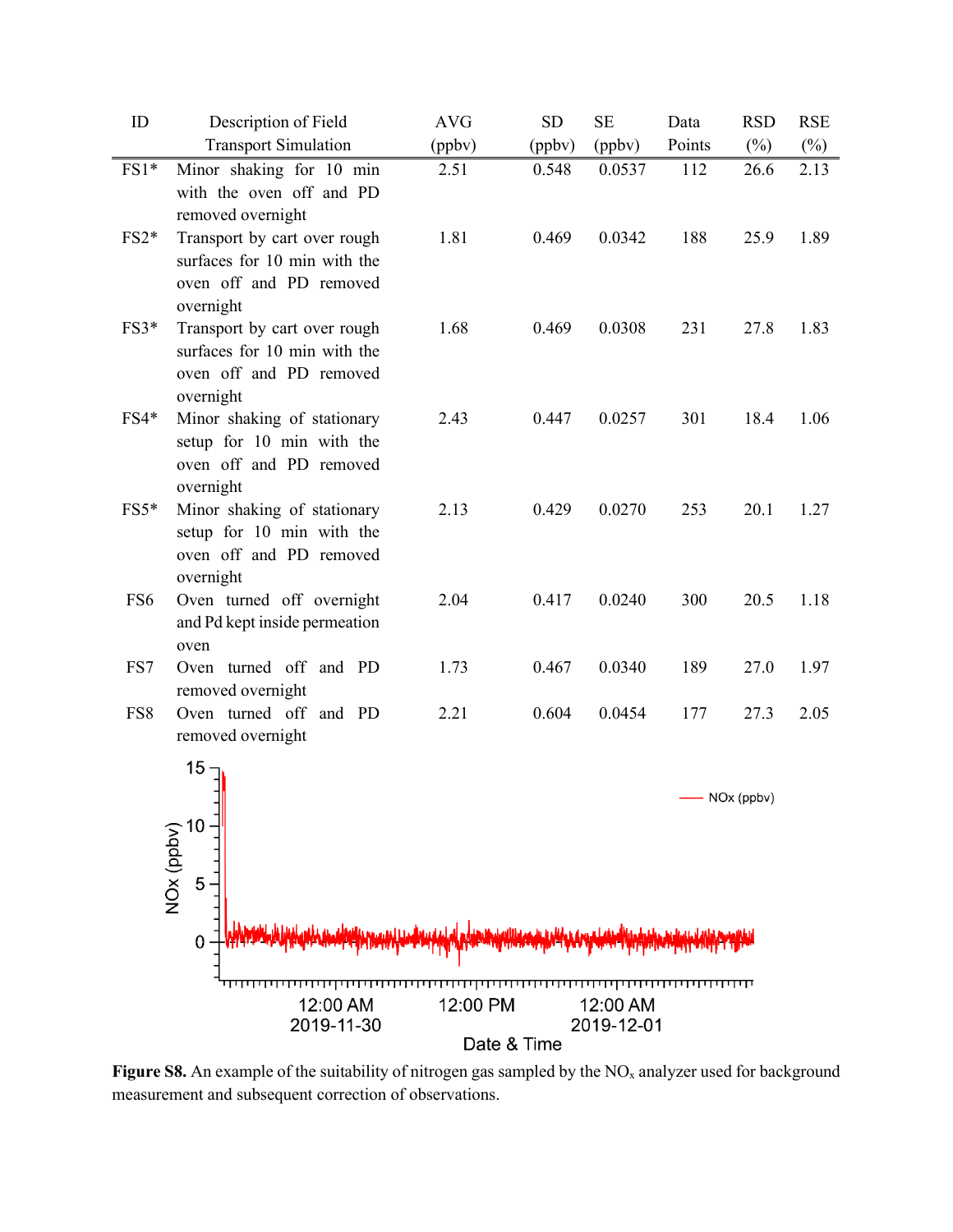| ID | Description of Field Transport Simulation | AVG (ppbv) | SD (ppbv) | SE (ppbv) | Data Points | RSD (%) | RSE (%) |
|---|---|---|---|---|---|---|---|
| FS1* | Minor shaking for 10 min with the oven off and PD removed overnight | 2.51 | 0.548 | 0.0537 | 112 | 26.6 | 2.13 |
| FS2* | Transport by cart over rough surfaces for 10 min with the oven off and PD removed overnight | 1.81 | 0.469 | 0.0342 | 188 | 25.9 | 1.89 |
| FS3* | Transport by cart over rough surfaces for 10 min with the oven off and PD removed overnight | 1.68 | 0.469 | 0.0308 | 231 | 27.8 | 1.83 |
| FS4* | Minor shaking of stationary setup for 10 min with the oven off and PD removed overnight | 2.43 | 0.447 | 0.0257 | 301 | 18.4 | 1.06 |
| FS5* | Minor shaking of stationary setup for 10 min with the oven off and PD removed overnight | 2.13 | 0.429 | 0.0270 | 253 | 20.1 | 1.27 |
| FS6 | Oven turned off overnight and Pd kept inside permeation oven | 2.04 | 0.417 | 0.0240 | 300 | 20.5 | 1.18 |
| FS7 | Oven turned off and PD removed overnight | 1.73 | 0.467 | 0.0340 | 189 | 27.0 | 1.97 |
| FS8 | Oven turned off and PD removed overnight | 2.21 | 0.604 | 0.0454 | 177 | 27.3 | 2.05 |

NOx (ppbv)

15
10
5
0

12:00 AM 2019-11-30
12:00 PM
12:00 AM 2019-12-01

Date & Time

**Figure S8.** An example of the suitability of nitrogen gas sampled by the $NO_x$ analyzer used for background measurement and subsequent correction of observations.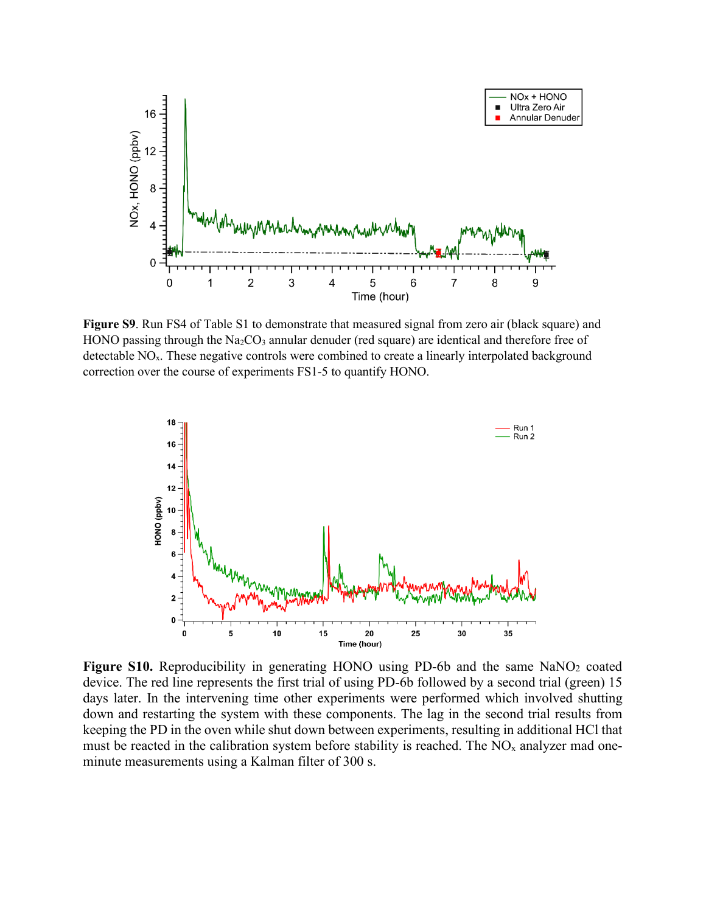NOx + HONO
Ultra Zero Air
Annular Denuder

NOx, HONO (ppbv)

16
12
8
4
0

0 1 2 3 4 5 6 7 8 9

Time (hour)

**Figure S9**. Run FS4 of Table S1 to demonstrate that measured signal from zero air (black square) and HONO passing through the $Na_2CO_3$ annular denuder (red square) are identical and therefore free of detectable $NO_x$. These negative controls were combined to create a linearly interpolated background correction over the course of experiments FS1-5 to quantify HONO.

Run 1
Run 2

HONO (ppbv)

18
16
14
12
10
8
6
4
2
0

0 5 10 15 20 25 30 35

Time (hour)

**Figure S10.** Reproducibility in generating HONO using PD-6b and the same $NaNO_2$ coated device. The red line represents the first trial of using PD-6b followed by a second trial (green) 15 days later. In the intervening time other experiments were performed which involved shutting down and restarting the system with these components. The lag in the second trial results from keeping the PD in the oven while shut down between experiments, resulting in additional HCl that must be reacted in the calibration system before stability is reached. The $NO_x$ analyzer mad one-minute measurements using a Kalman filter of 300 s.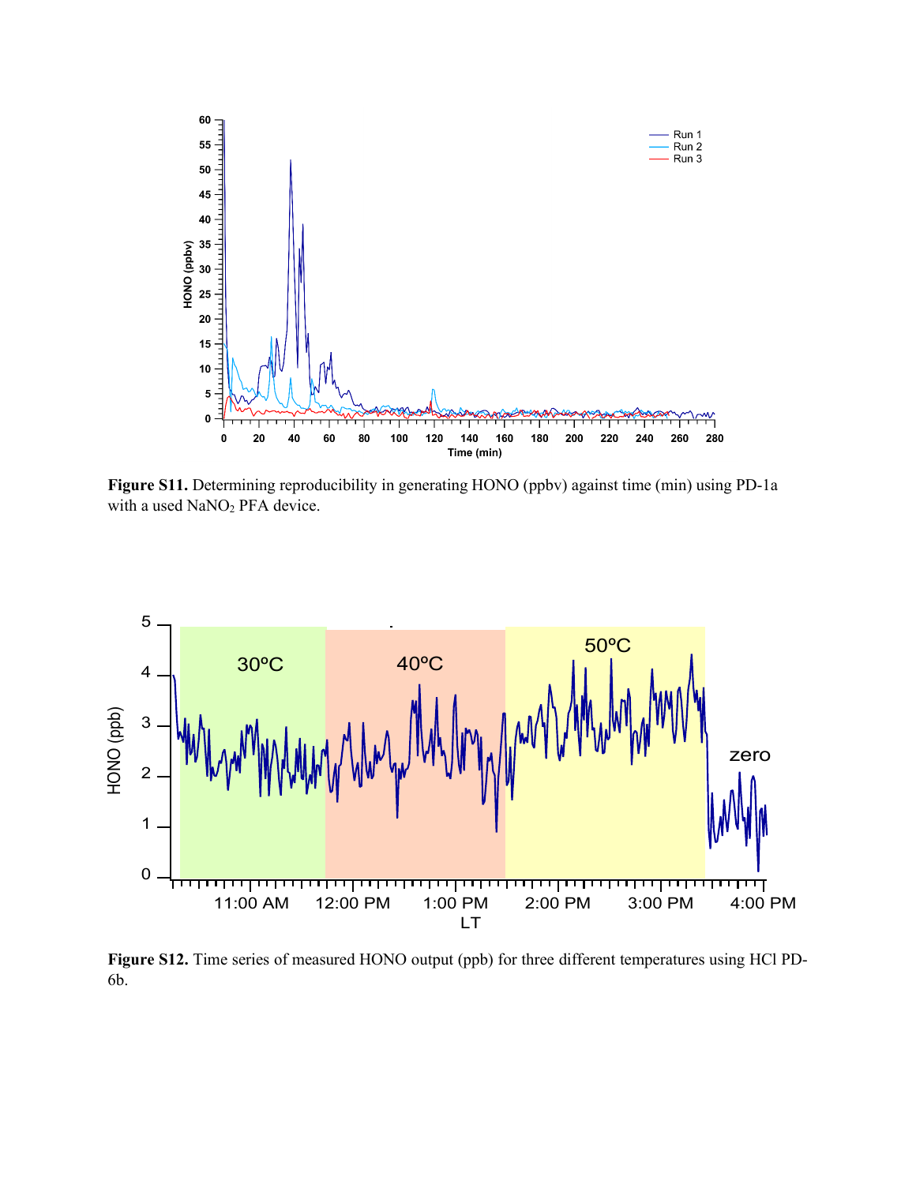HONO (ppbv)

60
55
50
45
40
35
30
25
20
15
10
5
0

0 20 40 60 80 100 120 140 160 180 200 220 240 260 280

Time (min)

Run 1
Run 2
Run 3

**Figure S11.** Determining reproducibility in generating HONO (ppbv) against time (min) using PD-1a with a used $NaNO_2$ PFA device.

HONO (ppb)

5
4
3
2
1
0

30ºC
40ºC
50ºC
zero

11:00 AM 12:00 PM 1:00 PM 2:00 PM 3:00 PM 4:00 PM

LT

**Figure S12.** Time series of measured HONO output (ppb) for three different temperatures using HCl PD-6b.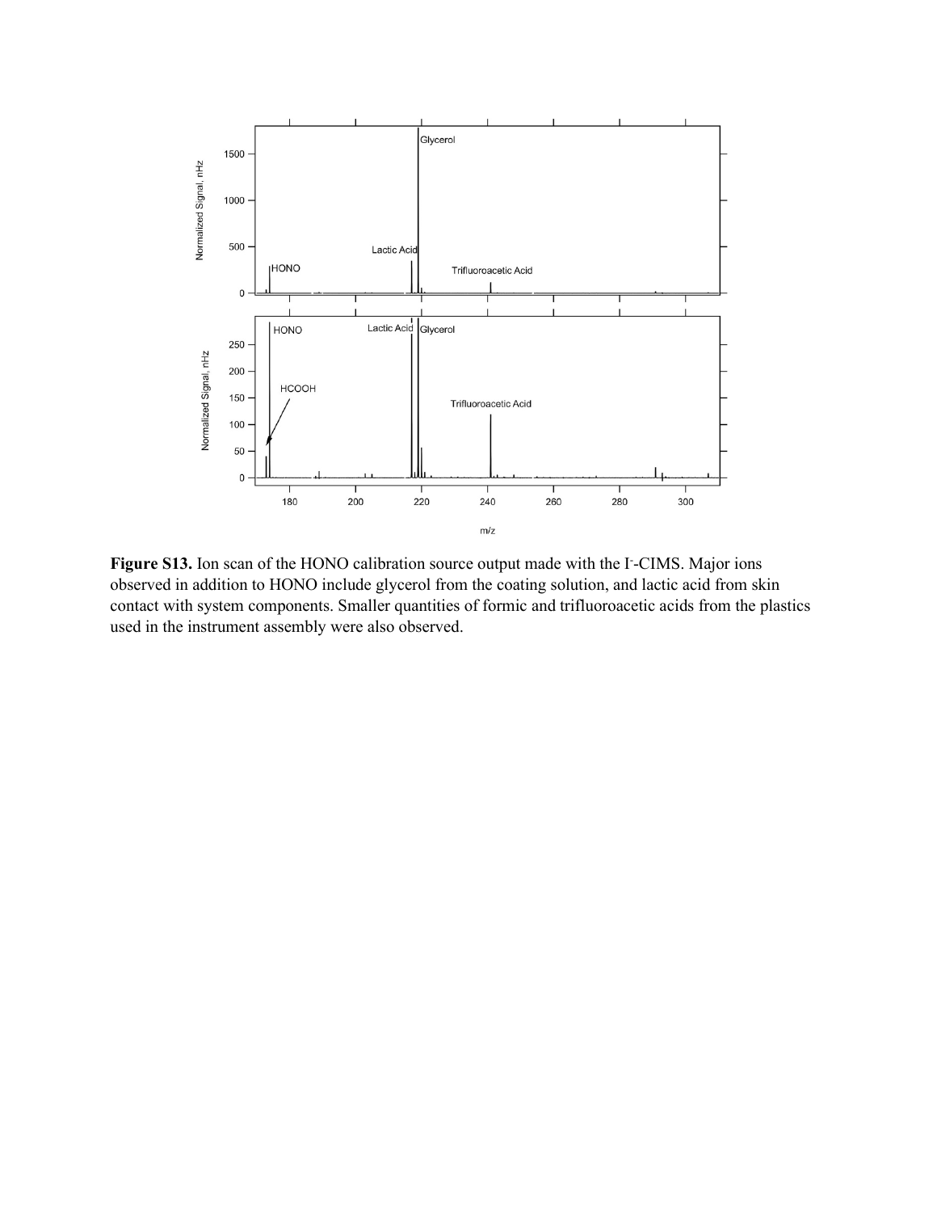Normalized Signal, nHz

1500

1000

500

0

HONO

Lactic Acid

Glycerol

Trifluoroacetic Acid

Normalized Signal, nHz

250

200

150

100

50

0

HONO

HCOOH

Lactic Acid

Glycerol

Trifluoroacetic Acid

180

200

220

240

260

280

300

m/z

**Figure S13.** Ion scan of the HONO calibration source output made with the $I^-$-CIMS. Major ions observed in addition to HONO include glycerol from the coating solution, and lactic acid from skin contact with system components. Smaller quantities of formic and trifluoroacetic acids from the plastics used in the instrument assembly were also observed.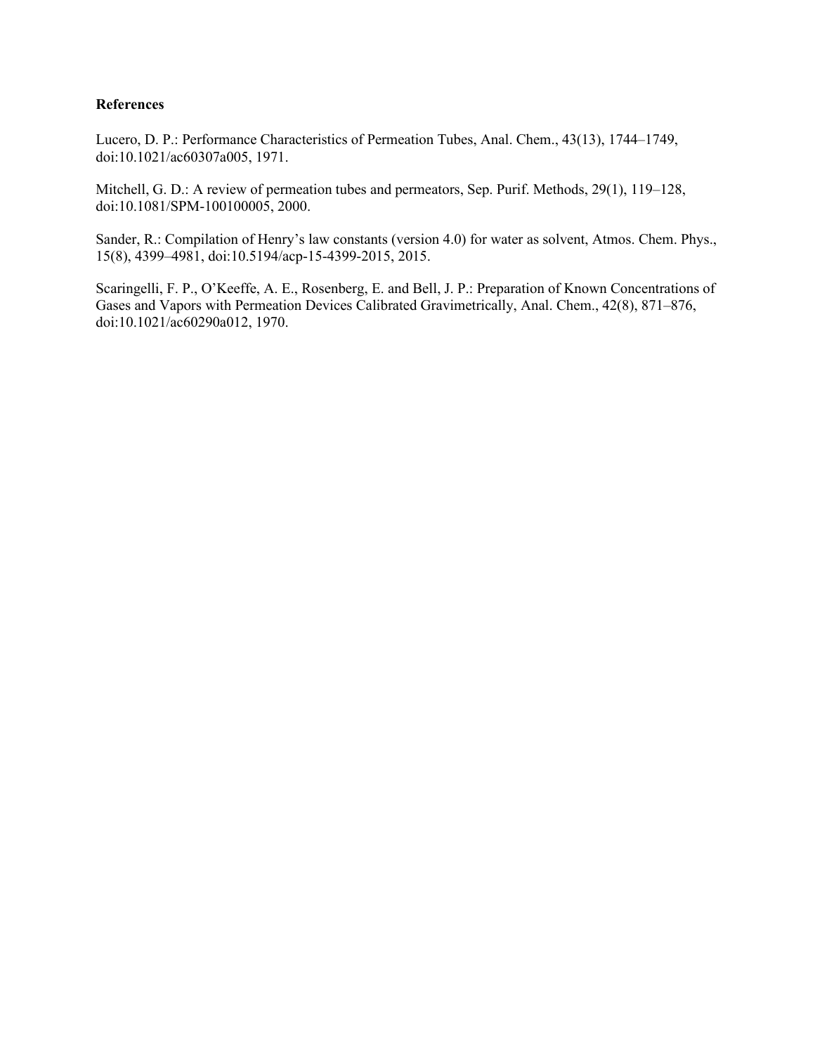**References**

Lucero, D. P.: Performance Characteristics of Permeation Tubes, Anal. Chem., 43(13), 1744–1749, doi:10.1021/ac60307a005, 1971.

Mitchell, G. D.: A review of permeation tubes and permeators, Sep. Purif. Methods, 29(1), 119–128, doi:10.1081/SPM-100100005, 2000.

Sander, R.: Compilation of Henry's law constants (version 4.0) for water as solvent, Atmos. Chem. Phys., 15(8), 4399–4981, doi:10.5194/acp-15-4399-2015, 2015.

Scaringelli, F. P., O'Keeffe, A. E., Rosenberg, E. and Bell, J. P.: Preparation of Known Concentrations of Gases and Vapors with Permeation Devices Calibrated Gravimetrically, Anal. Chem., 42(8), 871–876, doi:10.1021/ac60290a012, 1970.